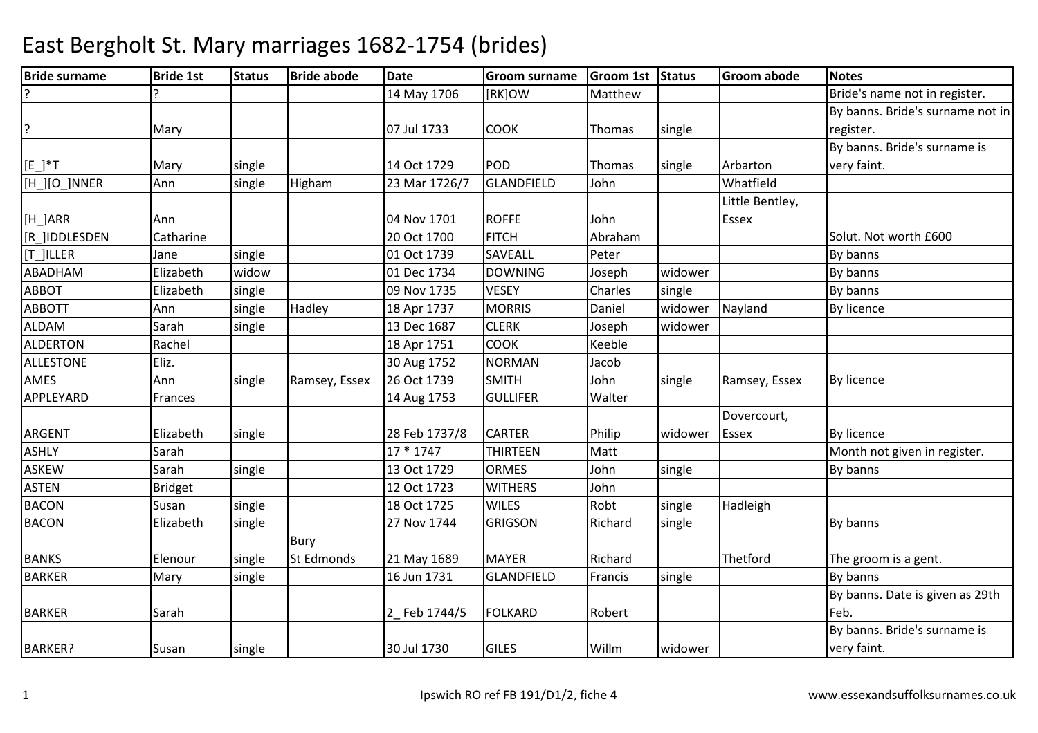# East Bergholt St. Mary marriages 1682-1754 (brides)

| Bride surname | Bride 1st | Status | Bride abode | Date | Groom surname | Groom 1st | Status | Groom abode | Notes |
|---|---|---|---|---|---|---|---|---|---|
| ? | ? | | | 14 May 1706 | [RK]OW | Matthew | | | Bride's name not in register. |
| ? | Mary | | | 07 Jul 1733 | COOK | Thomas | single | | By banns. Bride's surname not in register. |
| [E_]*T | Mary | single | | 14 Oct 1729 | POD | Thomas | single | Arbarton | By banns. Bride's surname is very faint. |
| [H_][O_]NNER | Ann | single | Higham | 23 Mar 1726/7 | GLANDFIELD | John | | Whatfield | |
| [H_]ARR | Ann | | | 04 Nov 1701 | ROFFE | John | | Little Bentley, Essex | |
| [R_]IDDLESDEN | Catharine | | | 20 Oct 1700 | FITCH | Abraham | | | Solut. Not worth £600 |
| [T_]ILLER | Jane | single | | 01 Oct 1739 | SAVEALL | Peter | | | By banns |
| ABADHAM | Elizabeth | widow | | 01 Dec 1734 | DOWNING | Joseph | widower | | By banns |
| ABBOT | Elizabeth | single | | 09 Nov 1735 | VESEY | Charles | single | | By banns |
| ABBOTT | Ann | single | Hadley | 18 Apr 1737 | MORRIS | Daniel | widower | Nayland | By licence |
| ALDAM | Sarah | single | | 13 Dec 1687 | CLERK | Joseph | widower | | |
| ALDERTON | Rachel | | | 18 Apr 1751 | COOK | Keeble | | | |
| ALLESTONE | Eliz. | | | 30 Aug 1752 | NORMAN | Jacob | | | |
| AMES | Ann | single | Ramsey, Essex | 26 Oct 1739 | SMITH | John | single | Ramsey, Essex | By licence |
| APPLEYARD | Frances | | | 14 Aug 1753 | GULLIFER | Walter | | | |
| ARGENT | Elizabeth | single | | 28 Feb 1737/8 | CARTER | Philip | widower | Dovercourt, Essex | By licence |
| ASHLY | Sarah | | | 17 * 1747 | THIRTEEN | Matt | | | Month not given in register. |
| ASKEW | Sarah | single | | 13 Oct 1729 | ORMES | John | single | | By banns |
| ASTEN | Bridget | | | 12 Oct 1723 | WITHERS | John | | | |
| BACON | Susan | single | | 18 Oct 1725 | WILES | Robt | single | Hadleigh | |
| BACON | Elizabeth | single | | 27 Nov 1744 | GRIGSON | Richard | single | | By banns |
| BANKS | Elenour | single | Bury St Edmonds | 21 May 1689 | MAYER | Richard | | Thetford | The groom is a gent. |
| BARKER | Mary | single | | 16 Jun 1731 | GLANDFIELD | Francis | single | | By banns |
| BARKER | Sarah | | | 2_ Feb 1744/5 | FOLKARD | Robert | | | By banns. Date is given as 29th Feb. |
| BARKER? | Susan | single | | 30 Jul 1730 | GILES | Willm | widower | | By banns. Bride's surname is very faint. |

Ipswich RO ref FB 191/D1/2, fiche 4 www.essexandsuffolksurnames.co.uk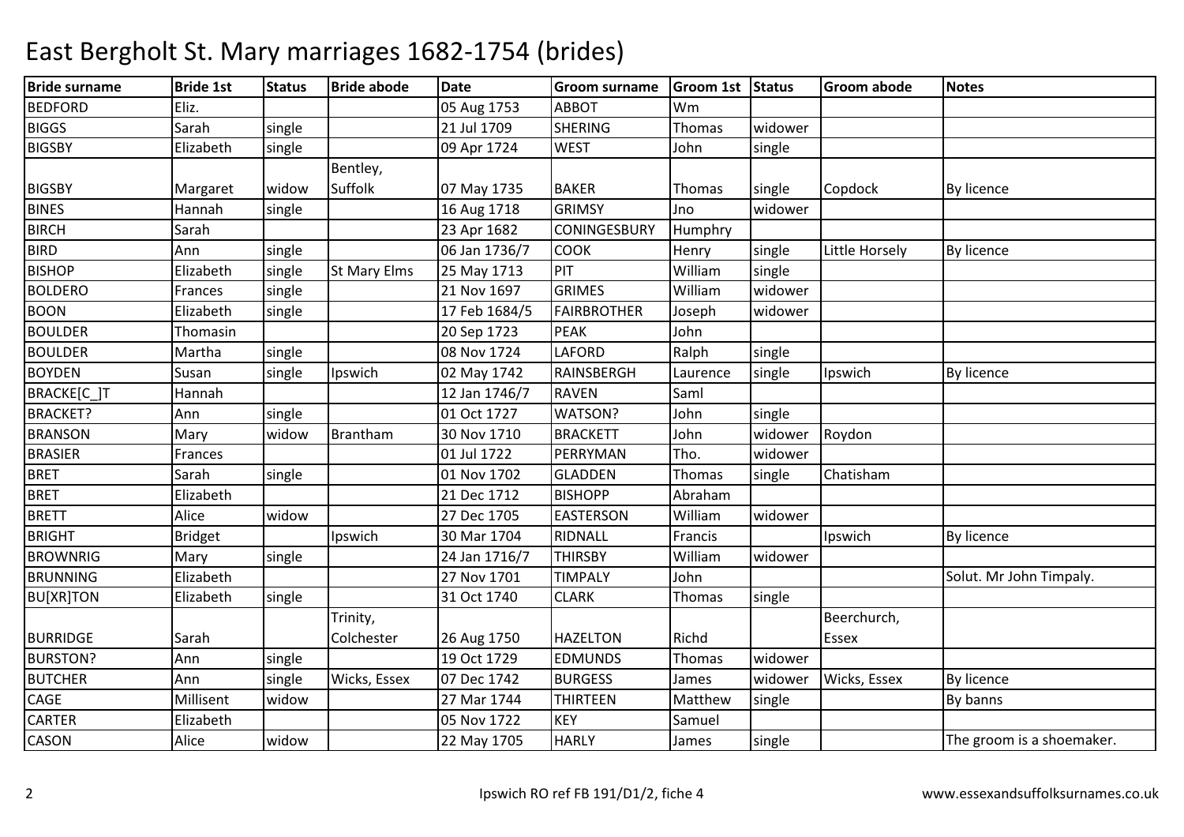# East Bergholt St. Mary marriages 1682-1754 (brides)

| Bride surname | Bride 1st | Status | Bride abode | Date | Groom surname | Groom 1st | Status | Groom abode | Notes |
|---|---|---|---|---|---|---|---|---|---|
| BEDFORD | Eliz. | | | 05 Aug 1753 | ABBOT | Wm | | | |
| BIGGS | Sarah | single | | 21 Jul 1709 | SHERING | Thomas | widower | | |
| BIGSBY | Elizabeth | single | | 09 Apr 1724 | WEST | John | single | | |
| BIGSBY | Margaret | widow | Bentley, Suffolk | 07 May 1735 | BAKER | Thomas | single | Copdock | By licence |
| BINES | Hannah | single | | 16 Aug 1718 | GRIMSY | Jno | widower | | |
| BIRCH | Sarah | | | 23 Apr 1682 | CONINGESBURY | Humphry | | | |
| BIRD | Ann | single | | 06 Jan 1736/7 | COOK | Henry | single | Little Horsely | By licence |
| BISHOP | Elizabeth | single | St Mary Elms | 25 May 1713 | PIT | William | single | | |
| BOLDERO | Frances | single | | 21 Nov 1697 | GRIMES | William | widower | | |
| BOON | Elizabeth | single | | 17 Feb 1684/5 | FAIRBROTHER | Joseph | widower | | |
| BOULDER | Thomasin | | | 20 Sep 1723 | PEAK | John | | | |
| BOULDER | Martha | single | | 08 Nov 1724 | LAFORD | Ralph | single | | |
| BOYDEN | Susan | single | Ipswich | 02 May 1742 | RAINSBERGH | Laurence | single | Ipswich | By licence |
| BRACKE[C_]T | Hannah | | | 12 Jan 1746/7 | RAVEN | Saml | | | |
| BRACKET? | Ann | single | | 01 Oct 1727 | WATSON? | John | single | | |
| BRANSON | Mary | widow | Brantham | 30 Nov 1710 | BRACKETT | John | widower | Roydon | |
| BRASIER | Frances | | | 01 Jul 1722 | PERRYMAN | Tho. | widower | | |
| BRET | Sarah | single | | 01 Nov 1702 | GLADDEN | Thomas | single | Chatisham | |
| BRET | Elizabeth | | | 21 Dec 1712 | BISHOPP | Abraham | | | |
| BRETT | Alice | widow | | 27 Dec 1705 | EASTERSON | William | widower | | |
| BRIGHT | Bridget | | Ipswich | 30 Mar 1704 | RIDNALL | Francis | | Ipswich | By licence |
| BROWNRIG | Mary | single | | 24 Jan 1716/7 | THIRSBY | William | widower | | |
| BRUNNING | Elizabeth | | | 27 Nov 1701 | TIMPALY | John | | | Solut. Mr John Timpaly. |
| BU[XR]TON | Elizabeth | single | | 31 Oct 1740 | CLARK | Thomas | single | | |
| BURRIDGE | Sarah | | Trinity, Colchester | 26 Aug 1750 | HAZELTON | Richd | | Beerchurch, Essex | |
| BURSTON? | Ann | single | | 19 Oct 1729 | EDMUNDS | Thomas | widower | | |
| BUTCHER | Ann | single | Wicks, Essex | 07 Dec 1742 | BURGESS | James | widower | Wicks, Essex | By licence |
| CAGE | Millisent | widow | | 27 Mar 1744 | THIRTEEN | Matthew | single | | By banns |
| CARTER | Elizabeth | | | 05 Nov 1722 | KEY | Samuel | | | |
| CASON | Alice | widow | | 22 May 1705 | HARLY | James | single | | The groom is a shoemaker. |

Ipswich RO ref FB 191/D1/2, fiche 4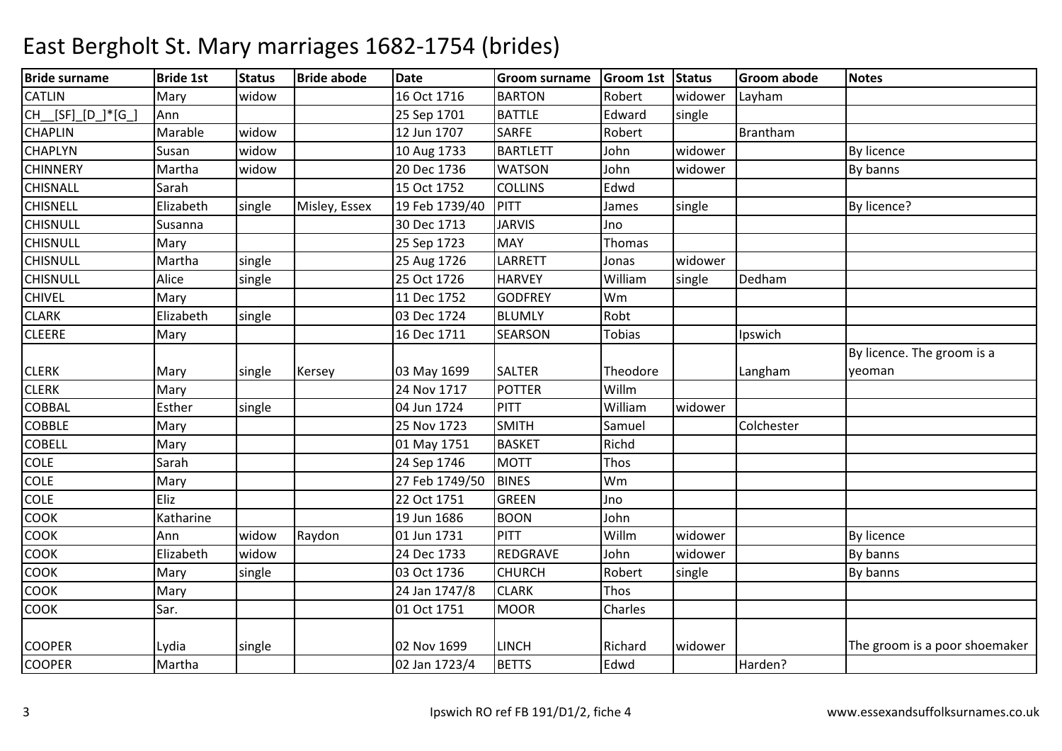# East Bergholt St. Mary marriages 1682-1754 (brides)

| Bride surname | Bride 1st | Status | Bride abode | Date | Groom surname | Groom 1st | Status | Groom abode | Notes |
|---|---|---|---|---|---|---|---|---|---|
| CATLIN | Mary | widow | | 16 Oct 1716 | BARTON | Robert | widower | Layham | |
| CH__[SF]_[D_]*[G_] | Ann | | | 25 Sep 1701 | BATTLE | Edward | single | | |
| CHAPLIN | Marable | widow | | 12 Jun 1707 | SARFE | Robert | | Brantham | |
| CHAPLYN | Susan | widow | | 10 Aug 1733 | BARTLETT | John | widower | | By licence |
| CHINNERY | Martha | widow | | 20 Dec 1736 | WATSON | John | widower | | By banns |
| CHISNALL | Sarah | | | 15 Oct 1752 | COLLINS | Edwd | | | |
| CHISNELL | Elizabeth | single | Misley, Essex | 19 Feb 1739/40 | PITT | James | single | | By licence? |
| CHISNULL | Susanna | | | 30 Dec 1713 | JARVIS | Jno | | | |
| CHISNULL | Mary | | | 25 Sep 1723 | MAY | Thomas | | | |
| CHISNULL | Martha | single | | 25 Aug 1726 | LARRETT | Jonas | widower | | |
| CHISNULL | Alice | single | | 25 Oct 1726 | HARVEY | William | single | Dedham | |
| CHIVEL | Mary | | | 11 Dec 1752 | GODFREY | Wm | | | |
| CLARK | Elizabeth | single | | 03 Dec 1724 | BLUMLY | Robt | | | |
| CLEERE | Mary | | | 16 Dec 1711 | SEARSON | Tobias | | Ipswich | |
| CLERK | Mary | single | Kersey | 03 May 1699 | SALTER | Theodore | | Langham | By licence. The groom is a yeoman |
| CLERK | Mary | | | 24 Nov 1717 | POTTER | Willm | | | |
| COBBAL | Esther | single | | 04 Jun 1724 | PITT | William | widower | | |
| COBBLE | Mary | | | 25 Nov 1723 | SMITH | Samuel | | Colchester | |
| COBELL | Mary | | | 01 May 1751 | BASKET | Richd | | | |
| COLE | Sarah | | | 24 Sep 1746 | MOTT | Thos | | | |
| COLE | Mary | | | 27 Feb 1749/50 | BINES | Wm | | | |
| COLE | Eliz | | | 22 Oct 1751 | GREEN | Jno | | | |
| COOK | Katharine | | | 19 Jun 1686 | BOON | John | | | |
| COOK | Ann | widow | Raydon | 01 Jun 1731 | PITT | Willm | widower | | By licence |
| COOK | Elizabeth | widow | | 24 Dec 1733 | REDGRAVE | John | widower | | By banns |
| COOK | Mary | single | | 03 Oct 1736 | CHURCH | Robert | single | | By banns |
| COOK | Mary | | | 24 Jan 1747/8 | CLARK | Thos | | | |
| COOK | Sar. | | | 01 Oct 1751 | MOOR | Charles | | | |
| COOPER | Lydia | single | | 02 Nov 1699 | LINCH | Richard | widower | | The groom is a poor shoemaker |
| COOPER | Martha | | | 02 Jan 1723/4 | BETTS | Edwd | | Harden? | |

Ipswich RO ref FB 191/D1/2, fiche 4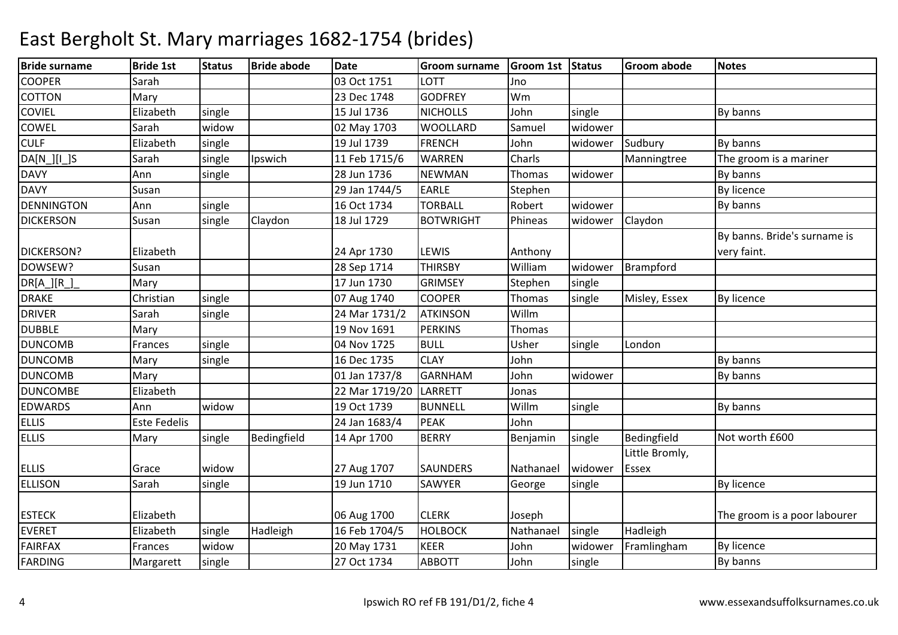# East Bergholt St. Mary marriages 1682-1754 (brides)

| Bride surname | Bride 1st | Status | Bride abode | Date | Groom surname | Groom 1st | Status | Groom abode | Notes |
|---|---|---|---|---|---|---|---|---|---|
| COOPER | Sarah | | | 03 Oct 1751 | LOTT | Jno | | | |
| COTTON | Mary | | | 23 Dec 1748 | GODFREY | Wm | | | |
| COVIEL | Elizabeth | single | | 15 Jul 1736 | NICHOLLS | John | single | | By banns |
| COWEL | Sarah | widow | | 02 May 1703 | WOOLLARD | Samuel | widower | | |
| CULF | Elizabeth | single | | 19 Jul 1739 | FRENCH | John | widower | Sudbury | By banns |
| DA[N_][I_]S | Sarah | single | Ipswich | 11 Feb 1715/6 | WARREN | Charls | | Manningtree | The groom is a mariner |
| DAVY | Ann | single | | 28 Jun 1736 | NEWMAN | Thomas | widower | | By banns |
| DAVY | Susan | | | 29 Jan 1744/5 | EARLE | Stephen | | | By licence |
| DENNINGTON | Ann | single | | 16 Oct 1734 | TORBALL | Robert | widower | | By banns |
| DICKERSON | Susan | single | Claydon | 18 Jul 1729 | BOTWRIGHT | Phineas | widower | Claydon | |
| DICKERSON? | Elizabeth | | | 24 Apr 1730 | LEWIS | Anthony | | | By banns. Bride's surname is very faint. |
| DOWSEW? | Susan | | | 28 Sep 1714 | THIRSBY | William | widower | Brampford | |
| DR[A_][R_]_ | Mary | | | 17 Jun 1730 | GRIMSEY | Stephen | single | | |
| DRAKE | Christian | single | | 07 Aug 1740 | COOPER | Thomas | single | Misley, Essex | By licence |
| DRIVER | Sarah | single | | 24 Mar 1731/2 | ATKINSON | Willm | | | |
| DUBBLE | Mary | | | 19 Nov 1691 | PERKINS | Thomas | | | |
| DUNCOMB | Frances | single | | 04 Nov 1725 | BULL | Usher | single | London | |
| DUNCOMB | Mary | single | | 16 Dec 1735 | CLAY | John | | | By banns |
| DUNCOMB | Mary | | | 01 Jan 1737/8 | GARNHAM | John | widower | | By banns |
| DUNCOMBE | Elizabeth | | | 22 Mar 1719/20 | LARRETT | Jonas | | | |
| EDWARDS | Ann | widow | | 19 Oct 1739 | BUNNELL | Willm | single | | By banns |
| ELLIS | Este Fedelis | | | 24 Jan 1683/4 | PEAK | John | | | |
| ELLIS | Mary | single | Bedingfield | 14 Apr 1700 | BERRY | Benjamin | single | Bedingfield | Not worth £600 |
| ELLIS | Grace | widow | | 27 Aug 1707 | SAUNDERS | Nathanael | widower | Little Bromly, Essex | |
| ELLISON | Sarah | single | | 19 Jun 1710 | SAWYER | George | single | | By licence |
| ESTECK | Elizabeth | | | 06 Aug 1700 | CLERK | Joseph | | | The groom is a poor labourer |
| EVERET | Elizabeth | single | Hadleigh | 16 Feb 1704/5 | HOLBOCK | Nathanael | single | Hadleigh | |
| FAIRFAX | Frances | widow | | 20 May 1731 | KEER | John | widower | Framlingham | By licence |
| FARDING | Margarett | single | | 27 Oct 1734 | ABBOTT | John | single | | By banns |

Ipswich RO ref FB 191/D1/2, fiche 4 www.essexandsuffolksurnames.co.uk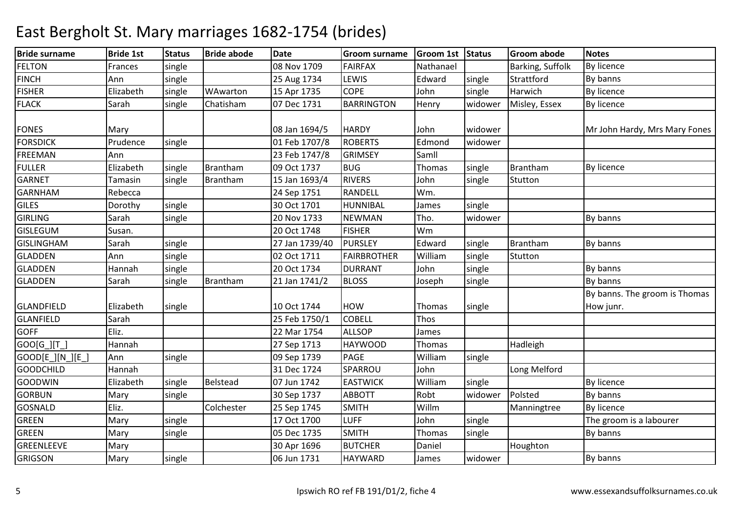# East Bergholt St. Mary marriages 1682-1754 (brides)

| Bride surname | Bride 1st | Status | Bride abode | Date | Groom surname | Groom 1st | Status | Groom abode | Notes |
|---|---|---|---|---|---|---|---|---|---|
| FELTON | Frances | single | | 08 Nov 1709 | FAIRFAX | Nathanael | | Barking, Suffolk | By licence |
| FINCH | Ann | single | | 25 Aug 1734 | LEWIS | Edward | single | Strattford | By banns |
| FISHER | Elizabeth | single | WAwarton | 15 Apr 1735 | COPE | John | single | Harwich | By licence |
| FLACK | Sarah | single | Chatisham | 07 Dec 1731 | BARRINGTON | Henry | widower | Misley, Essex | By licence |
| FONES | Mary | | | 08 Jan 1694/5 | HARDY | John | widower | | Mr John Hardy, Mrs Mary Fones |
| FORSDICK | Prudence | single | | 01 Feb 1707/8 | ROBERTS | Edmond | widower | | |
| FREEMAN | Ann | | | 23 Feb 1747/8 | GRIMSEY | Samll | | | |
| FULLER | Elizabeth | single | Brantham | 09 Oct 1737 | BUG | Thomas | single | Brantham | By licence |
| GARNET | Tamasin | single | Brantham | 15 Jan 1693/4 | RIVERS | John | single | Stutton | |
| GARNHAM | Rebecca | | | 24 Sep 1751 | RANDELL | Wm. | | | |
| GILES | Dorothy | single | | 30 Oct 1701 | HUNNIBAL | James | single | | |
| GIRLING | Sarah | single | | 20 Nov 1733 | NEWMAN | Tho. | widower | | By banns |
| GISLEGUM | Susan. | | | 20 Oct 1748 | FISHER | Wm | | | |
| GISLINGHAM | Sarah | single | | 27 Jan 1739/40 | PURSLEY | Edward | single | Brantham | By banns |
| GLADDEN | Ann | single | | 02 Oct 1711 | FAIRBROTHER | William | single | Stutton | |
| GLADDEN | Hannah | single | | 20 Oct 1734 | DURRANT | John | single | | By banns |
| GLADDEN | Sarah | single | Brantham | 21 Jan 1741/2 | BLOSS | Joseph | single | | By banns |
| GLANDFIELD | Elizabeth | single | | 10 Oct 1744 | HOW | Thomas | single | | By banns. The groom is Thomas How junr. |
| GLANFIELD | Sarah | | | 25 Feb 1750/1 | COBELL | Thos | | | |
| GOFF | Eliz. | | | 22 Mar 1754 | ALLSOP | James | | | |
| GOO[G_][T_] | Hannah | | | 27 Sep 1713 | HAYWOOD | Thomas | | Hadleigh | |
| GOOD[E_][N_][E_] | Ann | single | | 09 Sep 1739 | PAGE | William | single | | |
| GOODCHILD | Hannah | | | 31 Dec 1724 | SPARROU | John | | Long Melford | |
| GOODWIN | Elizabeth | single | Belstead | 07 Jun 1742 | EASTWICK | William | single | | By licence |
| GORBUN | Mary | single | | 30 Sep 1737 | ABBOTT | Robt | widower | Polsted | By banns |
| GOSNALD | Eliz. | | Colchester | 25 Sep 1745 | SMITH | Willm | | Manningtree | By licence |
| GREEN | Mary | single | | 17 Oct 1700 | LUFF | John | single | | The groom is a labourer |
| GREEN | Mary | single | | 05 Dec 1735 | SMITH | Thomas | single | | By banns |
| GREENLEEVE | Mary | | | 30 Apr 1696 | BUTCHER | Daniel | | Houghton | |
| GRIGSON | Mary | single | | 06 Jun 1731 | HAYWARD | James | widower | | By banns |

Ipswich RO ref FB 191/D1/2, fiche 4 www.essexandsuffolksurnames.co.uk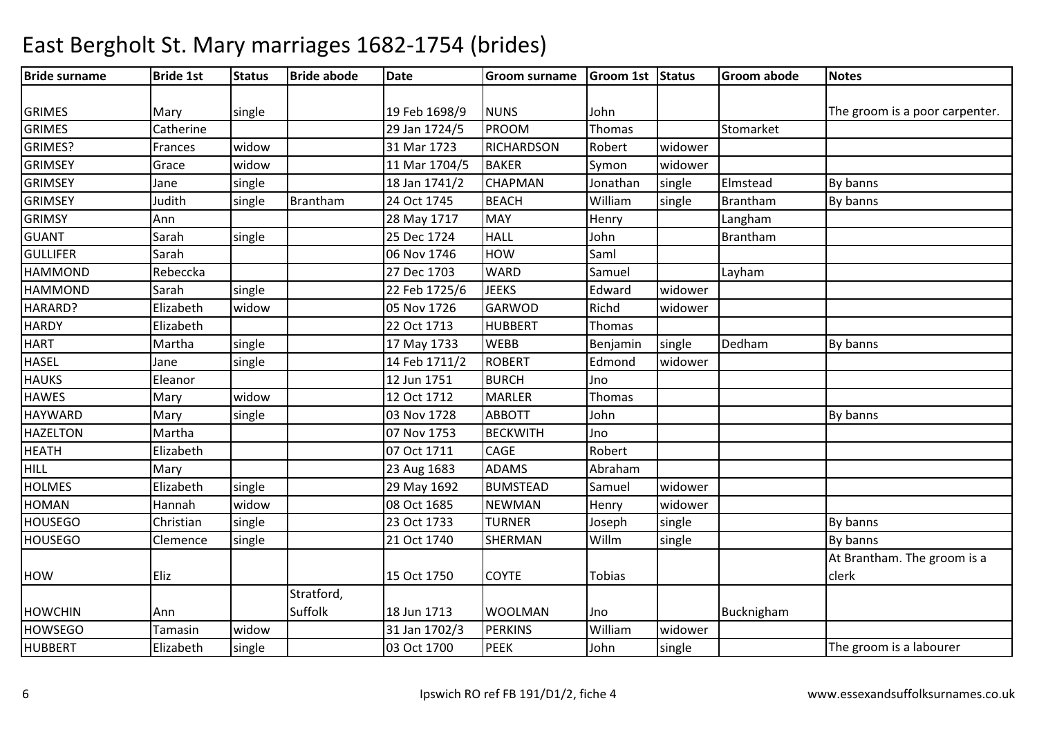# East Bergholt St. Mary marriages 1682-1754 (brides)

| Bride surname | Bride 1st | Status | Bride abode | Date | Groom surname | Groom 1st | Status | Groom abode | Notes |
|---|---|---|---|---|---|---|---|---|---|
| GRIMES | Mary | single | | 19 Feb 1698/9 | NUNS | John | | | The groom is a poor carpenter. |
| GRIMES | Catherine | | | 29 Jan 1724/5 | PROOM | Thomas | | Stomarket | |
| GRIMES? | Frances | widow | | 31 Mar 1723 | RICHARDSON | Robert | widower | | |
| GRIMSEY | Grace | widow | | 11 Mar 1704/5 | BAKER | Symon | widower | | |
| GRIMSEY | Jane | single | | 18 Jan 1741/2 | CHAPMAN | Jonathan | single | Elmstead | By banns |
| GRIMSEY | Judith | single | Brantham | 24 Oct 1745 | BEACH | William | single | Brantham | By banns |
| GRIMSY | Ann | | | 28 May 1717 | MAY | Henry | | Langham | |
| GUANT | Sarah | single | | 25 Dec 1724 | HALL | John | | Brantham | |
| GULLIFER | Sarah | | | 06 Nov 1746 | HOW | Saml | | | |
| HAMMOND | Rebeccka | | | 27 Dec 1703 | WARD | Samuel | | Layham | |
| HAMMOND | Sarah | single | | 22 Feb 1725/6 | JEEKS | Edward | widower | | |
| HARARD? | Elizabeth | widow | | 05 Nov 1726 | GARWOD | Richd | widower | | |
| HARDY | Elizabeth | | | 22 Oct 1713 | HUBBERT | Thomas | | | |
| HART | Martha | single | | 17 May 1733 | WEBB | Benjamin | single | Dedham | By banns |
| HASEL | Jane | single | | 14 Feb 1711/2 | ROBERT | Edmond | widower | | |
| HAUKS | Eleanor | | | 12 Jun 1751 | BURCH | Jno | | | |
| HAWES | Mary | widow | | 12 Oct 1712 | MARLER | Thomas | | | |
| HAYWARD | Mary | single | | 03 Nov 1728 | ABBOTT | John | | | By banns |
| HAZELTON | Martha | | | 07 Nov 1753 | BECKWITH | Jno | | | |
| HEATH | Elizabeth | | | 07 Oct 1711 | CAGE | Robert | | | |
| HILL | Mary | | | 23 Aug 1683 | ADAMS | Abraham | | | |
| HOLMES | Elizabeth | single | | 29 May 1692 | BUMSTEAD | Samuel | widower | | |
| HOMAN | Hannah | widow | | 08 Oct 1685 | NEWMAN | Henry | widower | | |
| HOUSEGO | Christian | single | | 23 Oct 1733 | TURNER | Joseph | single | | By banns |
| HOUSEGO | Clemence | single | | 21 Oct 1740 | SHERMAN | Willm | single | | By banns |
| HOW | Eliz | | | 15 Oct 1750 | COYTE | Tobias | | | At Brantham. The groom is a clerk |
| HOWCHIN | Ann | | Stratford, Suffolk | 18 Jun 1713 | WOOLMAN | Jno | | Bucknigham | |
| HOWSEGO | Tamasin | widow | | 31 Jan 1702/3 | PERKINS | William | widower | | |
| HUBBERT | Elizabeth | single | | 03 Oct 1700 | PEEK | John | single | | The groom is a labourer |

Ipswich RO ref FB 191/D1/2, fiche 4 www.essexandsuffolksurnames.co.uk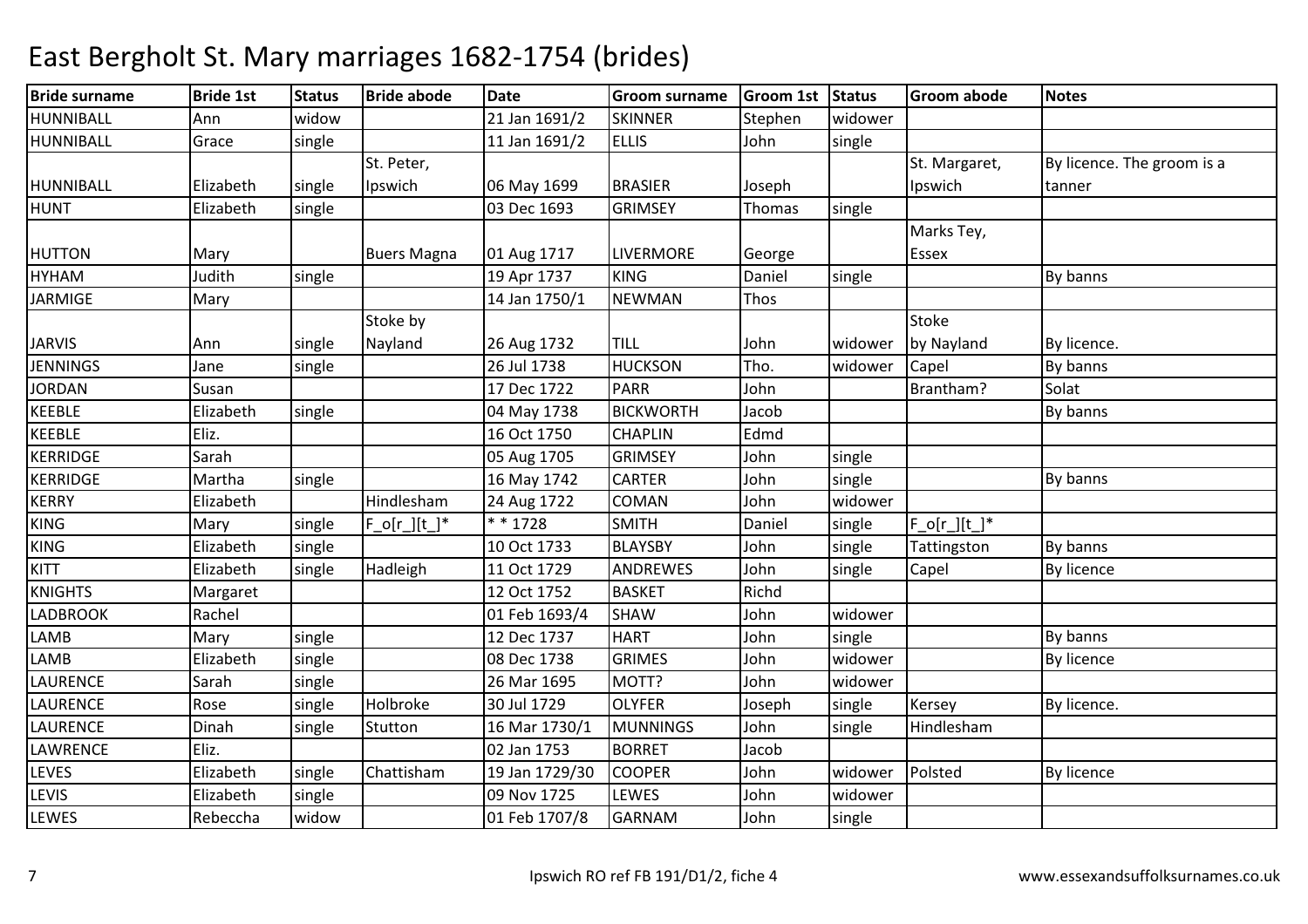# East Bergholt St. Mary marriages 1682-1754 (brides)

| Bride surname | Bride 1st | Status | Bride abode | Date | Groom surname | Groom 1st | Status | Groom abode | Notes |
|---|---|---|---|---|---|---|---|---|---|
| HUNNIBALL | Ann | widow | | 21 Jan 1691/2 | SKINNER | Stephen | widower | | |
| HUNNIBALL | Grace | single | | 11 Jan 1691/2 | ELLIS | John | single | | |
| HUNNIBALL | Elizabeth | single | St. Peter, Ipswich | 06 May 1699 | BRASIER | Joseph | | St. Margaret, Ipswich | By licence. The groom is a tanner |
| HUNT | Elizabeth | single | | 03 Dec 1693 | GRIMSEY | Thomas | single | | |
| HUTTON | Mary | | Buers Magna | 01 Aug 1717 | LIVERMORE | George | | Marks Tey, Essex | |
| HYHAM | Judith | single | | 19 Apr 1737 | KING | Daniel | single | | By banns |
| JARMIGE | Mary | | | 14 Jan 1750/1 | NEWMAN | Thos | | | |
| JARVIS | Ann | single | Stoke by Nayland | 26 Aug 1732 | TILL | John | widower | Stoke by Nayland | By licence. |
| JENNINGS | Jane | single | | 26 Jul 1738 | HUCKSON | Tho. | widower | Capel | By banns |
| JORDAN | Susan | | | 17 Dec 1722 | PARR | John | | Brantham? | Solat |
| KEEBLE | Elizabeth | single | | 04 May 1738 | BICKWORTH | Jacob | | | By banns |
| KEEBLE | Eliz. | | | 16 Oct 1750 | CHAPLIN | Edmd | | | |
| KERRIDGE | Sarah | | | 05 Aug 1705 | GRIMSEY | John | single | | |
| KERRIDGE | Martha | single | | 16 May 1742 | CARTER | John | single | | By banns |
| KERRY | Elizabeth | | Hindlesham | 24 Aug 1722 | COMAN | John | widower | | |
| KING | Mary | single | F_o[r_][t_]* | * * 1728 | SMITH | Daniel | single | F_o[r_][t_]* | |
| KING | Elizabeth | single | | 10 Oct 1733 | BLAYSBY | John | single | Tattingston | By banns |
| KITT | Elizabeth | single | Hadleigh | 11 Oct 1729 | ANDREWES | John | single | Capel | By licence |
| KNIGHTS | Margaret | | | 12 Oct 1752 | BASKET | Richd | | | |
| LADBROOK | Rachel | | | 01 Feb 1693/4 | SHAW | John | widower | | |
| LAMB | Mary | single | | 12 Dec 1737 | HART | John | single | | By banns |
| LAMB | Elizabeth | single | | 08 Dec 1738 | GRIMES | John | widower | | By licence |
| LAURENCE | Sarah | single | | 26 Mar 1695 | MOTT? | John | widower | | |
| LAURENCE | Rose | single | Holbroke | 30 Jul 1729 | OLYFER | Joseph | single | Kersey | By licence. |
| LAURENCE | Dinah | single | Stutton | 16 Mar 1730/1 | MUNNINGS | John | single | Hindlesham | |
| LAWRENCE | Eliz. | | | 02 Jan 1753 | BORRET | Jacob | | | |
| LEVES | Elizabeth | single | Chattisham | 19 Jan 1729/30 | COOPER | John | widower | Polsted | By licence |
| LEVIS | Elizabeth | single | | 09 Nov 1725 | LEWES | John | widower | | |
| LEWES | Rebeccha | widow | | 01 Feb 1707/8 | GARNAM | John | single | | |

Ipswich RO ref FB 191/D1/2, fiche 4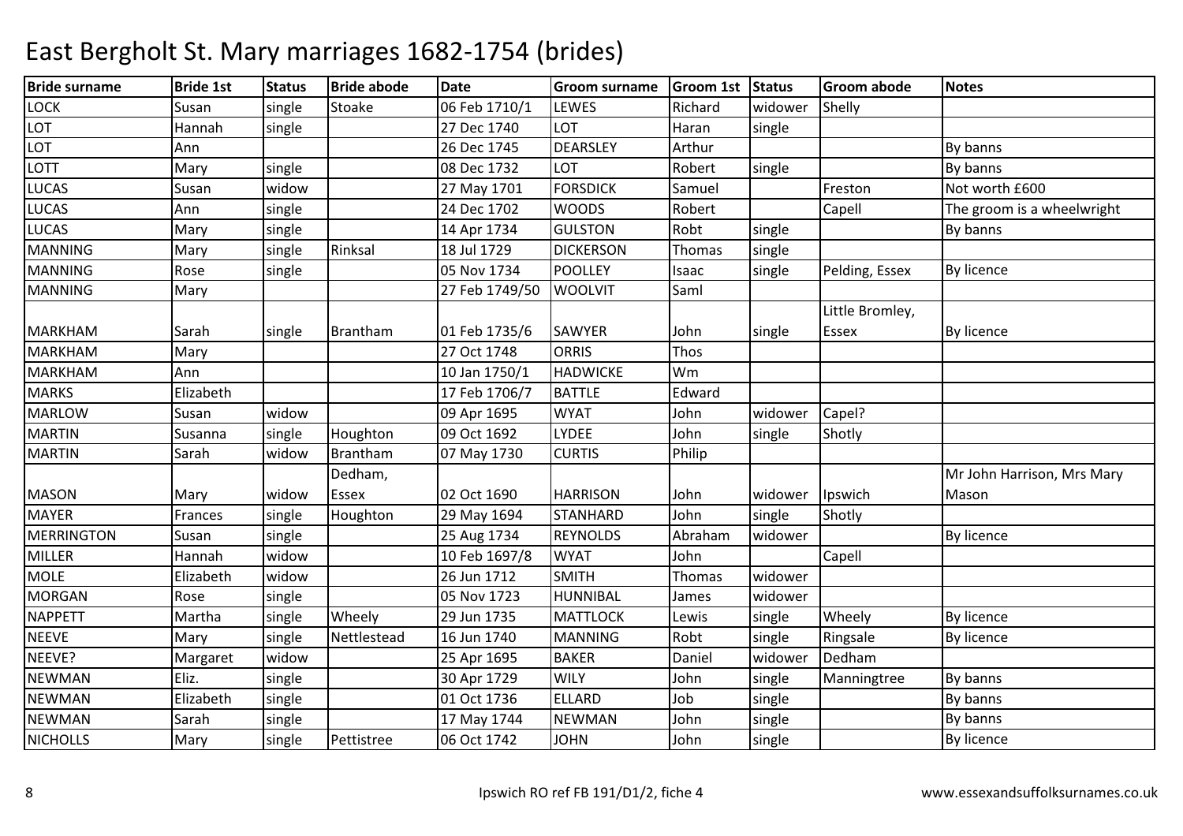# East Bergholt St. Mary marriages 1682-1754 (brides)

| Bride surname | Bride 1st | Status | Bride abode | Date | Groom surname | Groom 1st | Status | Groom abode | Notes |
|---|---|---|---|---|---|---|---|---|---|
| LOCK | Susan | single | Stoake | 06 Feb 1710/1 | LEWES | Richard | widower | Shelly | |
| LOT | Hannah | single | | 27 Dec 1740 | LOT | Haran | single | | |
| LOT | Ann | | | 26 Dec 1745 | DEARSLEY | Arthur | | | By banns |
| LOTT | Mary | single | | 08 Dec 1732 | LOT | Robert | single | | By banns |
| LUCAS | Susan | widow | | 27 May 1701 | FORSDICK | Samuel | | Freston | Not worth £600 |
| LUCAS | Ann | single | | 24 Dec 1702 | WOODS | Robert | | Capell | The groom is a wheelwright |
| LUCAS | Mary | single | | 14 Apr 1734 | GULSTON | Robt | single | | By banns |
| MANNING | Mary | single | Rinksal | 18 Jul 1729 | DICKERSON | Thomas | single | | |
| MANNING | Rose | single | | 05 Nov 1734 | POOLLEY | Isaac | single | Pelding, Essex | By licence |
| MANNING | Mary | | | 27 Feb 1749/50 | WOOLVIT | Saml | | | |
| MARKHAM | Sarah | single | Brantham | 01 Feb 1735/6 | SAWYER | John | single | Little Bromley, Essex | By licence |
| MARKHAM | Mary | | | 27 Oct 1748 | ORRIS | Thos | | | |
| MARKHAM | Ann | | | 10 Jan 1750/1 | HADWICKE | Wm | | | |
| MARKS | Elizabeth | | | 17 Feb 1706/7 | BATTLE | Edward | | | |
| MARLOW | Susan | widow | | 09 Apr 1695 | WYAT | John | widower | Capel? | |
| MARTIN | Susanna | single | Houghton | 09 Oct 1692 | LYDEE | John | single | Shotly | |
| MARTIN | Sarah | widow | Brantham | 07 May 1730 | CURTIS | Philip | | | |
| MASON | Mary | widow | Dedham, Essex | 02 Oct 1690 | HARRISON | John | widower | Ipswich | Mr John Harrison, Mrs Mary Mason |
| MAYER | Frances | single | Houghton | 29 May 1694 | STANHARD | John | single | Shotly | |
| MERRINGTON | Susan | single | | 25 Aug 1734 | REYNOLDS | Abraham | widower | | By licence |
| MILLER | Hannah | widow | | 10 Feb 1697/8 | WYAT | John | | Capell | |
| MOLE | Elizabeth | widow | | 26 Jun 1712 | SMITH | Thomas | widower | | |
| MORGAN | Rose | single | | 05 Nov 1723 | HUNNIBAL | James | widower | | |
| NAPPETT | Martha | single | Wheely | 29 Jun 1735 | MATTLOCK | Lewis | single | Wheely | By licence |
| NEEVE | Mary | single | Nettlestead | 16 Jun 1740 | MANNING | Robt | single | Ringsale | By licence |
| NEEVE? | Margaret | widow | | 25 Apr 1695 | BAKER | Daniel | widower | Dedham | |
| NEWMAN | Eliz. | single | | 30 Apr 1729 | WILY | John | single | Manningtree | By banns |
| NEWMAN | Elizabeth | single | | 01 Oct 1736 | ELLARD | Job | single | | By banns |
| NEWMAN | Sarah | single | | 17 May 1744 | NEWMAN | John | single | | By banns |
| NICHOLLS | Mary | single | Pettistree | 06 Oct 1742 | JOHN | John | single | | By licence |

Ipswich RO ref FB 191/D1/2, fiche 4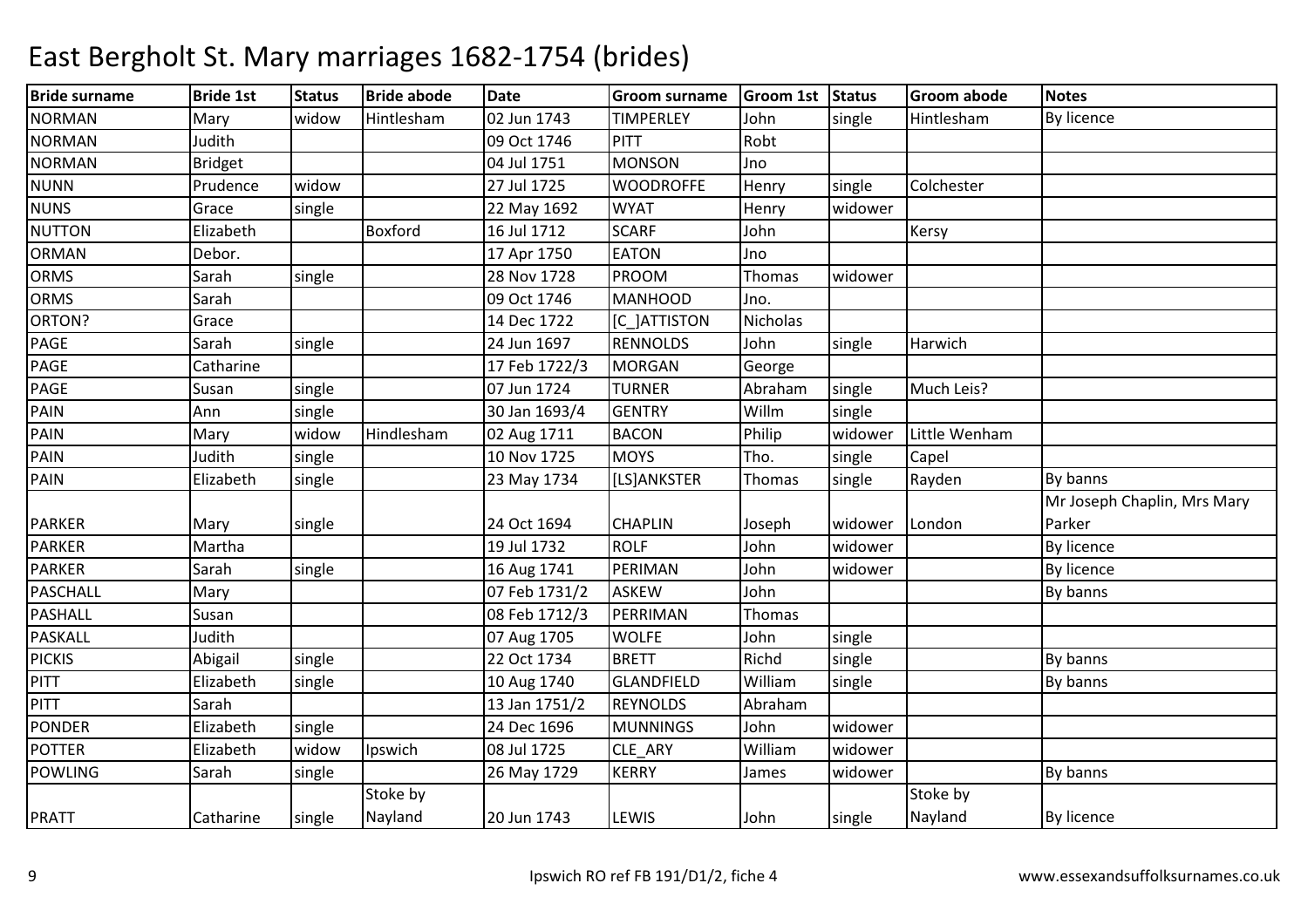# East Bergholt St. Mary marriages 1682-1754 (brides)

| Bride surname | Bride 1st | Status | Bride abode | Date | Groom surname | Groom 1st | Status | Groom abode | Notes |
|---|---|---|---|---|---|---|---|---|---|
| NORMAN | Mary | widow | Hintlesham | 02 Jun 1743 | TIMPERLEY | John | single | Hintlesham | By licence |
| NORMAN | Judith | | | 09 Oct 1746 | PITT | Robt | | | |
| NORMAN | Bridget | | | 04 Jul 1751 | MONSON | Jno | | | |
| NUNN | Prudence | widow | | 27 Jul 1725 | WOODROFFE | Henry | single | Colchester | |
| NUNS | Grace | single | | 22 May 1692 | WYAT | Henry | widower | | |
| NUTTON | Elizabeth | | Boxford | 16 Jul 1712 | SCARF | John | | Kersy | |
| ORMAN | Debor. | | | 17 Apr 1750 | EATON | Jno | | | |
| ORMS | Sarah | single | | 28 Nov 1728 | PROOM | Thomas | widower | | |
| ORMS | Sarah | | | 09 Oct 1746 | MANHOOD | Jno. | | | |
| ORTON? | Grace | | | 14 Dec 1722 | [C_]ATTISTON | Nicholas | | | |
| PAGE | Sarah | single | | 24 Jun 1697 | RENNOLDS | John | single | Harwich | |
| PAGE | Catharine | | | 17 Feb 1722/3 | MORGAN | George | | | |
| PAGE | Susan | single | | 07 Jun 1724 | TURNER | Abraham | single | Much Leis? | |
| PAIN | Ann | single | | 30 Jan 1693/4 | GENTRY | Willm | single | | |
| PAIN | Mary | widow | Hindlesham | 02 Aug 1711 | BACON | Philip | widower | Little Wenham | |
| PAIN | Judith | single | | 10 Nov 1725 | MOYS | Tho. | single | Capel | |
| PAIN | Elizabeth | single | | 23 May 1734 | [LS]ANKSTER | Thomas | single | Rayden | By banns |
| PARKER | Mary | single | | 24 Oct 1694 | CHAPLIN | Joseph | widower | London | Mr Joseph Chaplin, Mrs Mary Parker |
| PARKER | Martha | | | 19 Jul 1732 | ROLF | John | widower | | By licence |
| PARKER | Sarah | single | | 16 Aug 1741 | PERIMAN | John | widower | | By licence |
| PASCHALL | Mary | | | 07 Feb 1731/2 | ASKEW | John | | | By banns |
| PASHALL | Susan | | | 08 Feb 1712/3 | PERRIMAN | Thomas | | | |
| PASKALL | Judith | | | 07 Aug 1705 | WOLFE | John | single | | |
| PICKIS | Abigail | single | | 22 Oct 1734 | BRETT | Richd | single | | By banns |
| PITT | Elizabeth | single | | 10 Aug 1740 | GLANDFIELD | William | single | | By banns |
| PITT | Sarah | | | 13 Jan 1751/2 | REYNOLDS | Abraham | | | |
| PONDER | Elizabeth | single | | 24 Dec 1696 | MUNNINGS | John | widower | | |
| POTTER | Elizabeth | widow | Ipswich | 08 Jul 1725 | CLE_ARY | William | widower | | |
| POWLING | Sarah | single | | 26 May 1729 | KERRY | James | widower | | By banns |
| PRATT | Catharine | single | Stoke by Nayland | 20 Jun 1743 | LEWIS | John | single | Stoke by Nayland | By licence |

Ipswich RO ref FB 191/D1/2, fiche 4 www.essexandsuffolksurnames.co.uk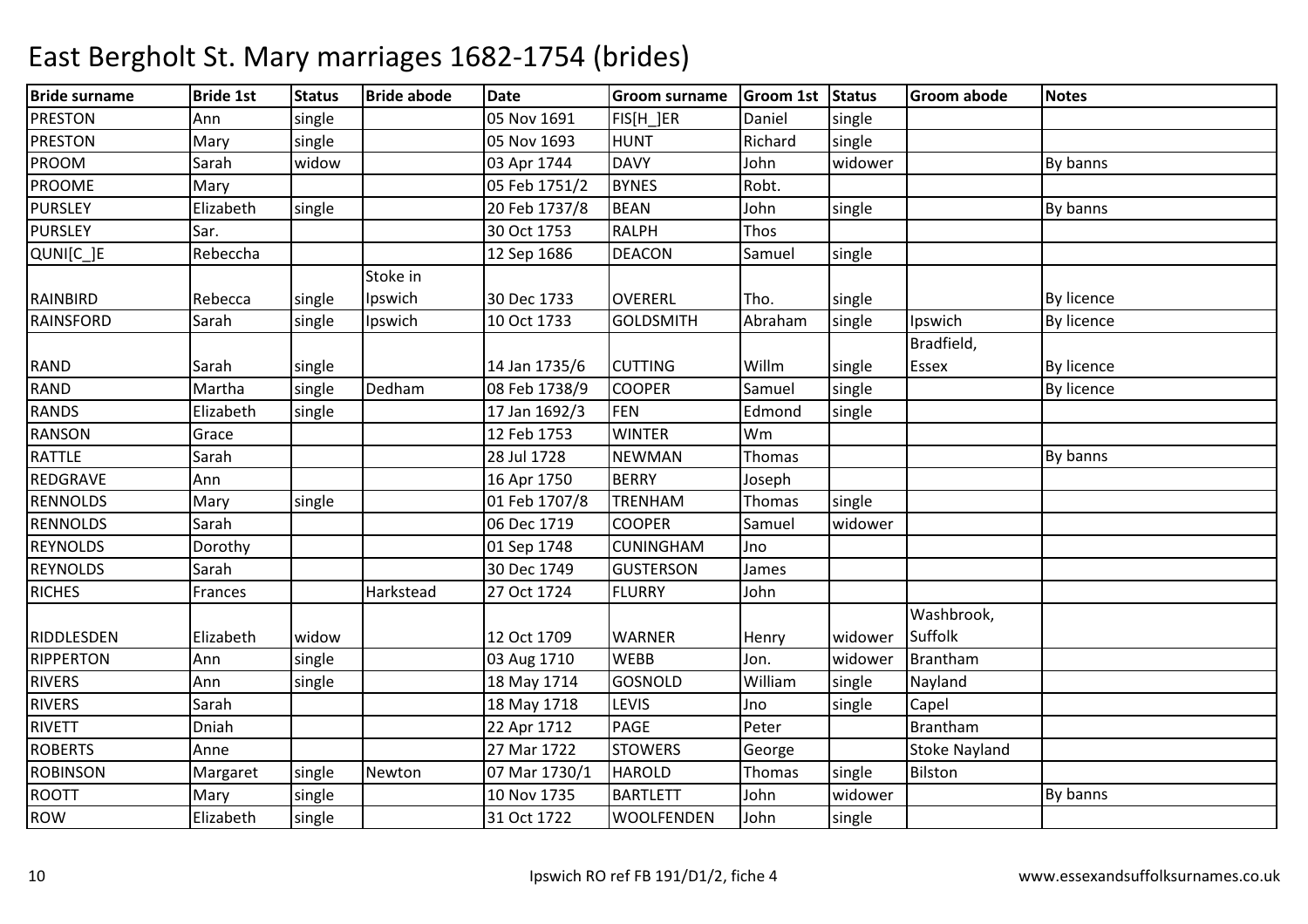# East Bergholt St. Mary marriages 1682-1754 (brides)

| Bride surname | Bride 1st | Status | Bride abode | Date | Groom surname | Groom 1st | Status | Groom abode | Notes |
|---|---|---|---|---|---|---|---|---|---|
| PRESTON | Ann | single | | 05 Nov 1691 | FIS[H_]ER | Daniel | single | | |
| PRESTON | Mary | single | | 05 Nov 1693 | HUNT | Richard | single | | |
| PROOM | Sarah | widow | | 03 Apr 1744 | DAVY | John | widower | | By banns |
| PROOME | Mary | | | 05 Feb 1751/2 | BYNES | Robt. | | | |
| PURSLEY | Elizabeth | single | | 20 Feb 1737/8 | BEAN | John | single | | By banns |
| PURSLEY | Sar. | | | 30 Oct 1753 | RALPH | Thos | | | |
| QUNI[C_]E | Rebeccha | | | 12 Sep 1686 | DEACON | Samuel | single | | |
| RAINBIRD | Rebecca | single | Stoke in Ipswich | 30 Dec 1733 | OVERERL | Tho. | single | | By licence |
| RAINSFORD | Sarah | single | Ipswich | 10 Oct 1733 | GOLDSMITH | Abraham | single | Ipswich | By licence |
| RAND | Sarah | single | | 14 Jan 1735/6 | CUTTING | Willm | single | Bradfield, Essex | By licence |
| RAND | Martha | single | Dedham | 08 Feb 1738/9 | COOPER | Samuel | single | | By licence |
| RANDS | Elizabeth | single | | 17 Jan 1692/3 | FEN | Edmond | single | | |
| RANSON | Grace | | | 12 Feb 1753 | WINTER | Wm | | | |
| RATTLE | Sarah | | | 28 Jul 1728 | NEWMAN | Thomas | | | By banns |
| REDGRAVE | Ann | | | 16 Apr 1750 | BERRY | Joseph | | | |
| RENNOLDS | Mary | single | | 01 Feb 1707/8 | TRENHAM | Thomas | single | | |
| RENNOLDS | Sarah | | | 06 Dec 1719 | COOPER | Samuel | widower | | |
| REYNOLDS | Dorothy | | | 01 Sep 1748 | CUNINGHAM | Jno | | | |
| REYNOLDS | Sarah | | | 30 Dec 1749 | GUSTERSON | James | | | |
| RICHES | Frances | | Harkstead | 27 Oct 1724 | FLURRY | John | | | |
| RIDDLESDEN | Elizabeth | widow | | 12 Oct 1709 | WARNER | Henry | widower | Washbrook, Suffolk | |
| RIPPERTON | Ann | single | | 03 Aug 1710 | WEBB | Jon. | widower | Brantham | |
| RIVERS | Ann | single | | 18 May 1714 | GOSNOLD | William | single | Nayland | |
| RIVERS | Sarah | | | 18 May 1718 | LEVIS | Jno | single | Capel | |
| RIVETT | Dniah | | | 22 Apr 1712 | PAGE | Peter | | Brantham | |
| ROBERTS | Anne | | | 27 Mar 1722 | STOWERS | George | | Stoke Nayland | |
| ROBINSON | Margaret | single | Newton | 07 Mar 1730/1 | HAROLD | Thomas | single | Bilston | |
| ROOTT | Mary | single | | 10 Nov 1735 | BARTLETT | John | widower | | By banns |
| ROW | Elizabeth | single | | 31 Oct 1722 | WOOLFENDEN | John | single | | |

Ipswich RO ref FB 191/D1/2, fiche 4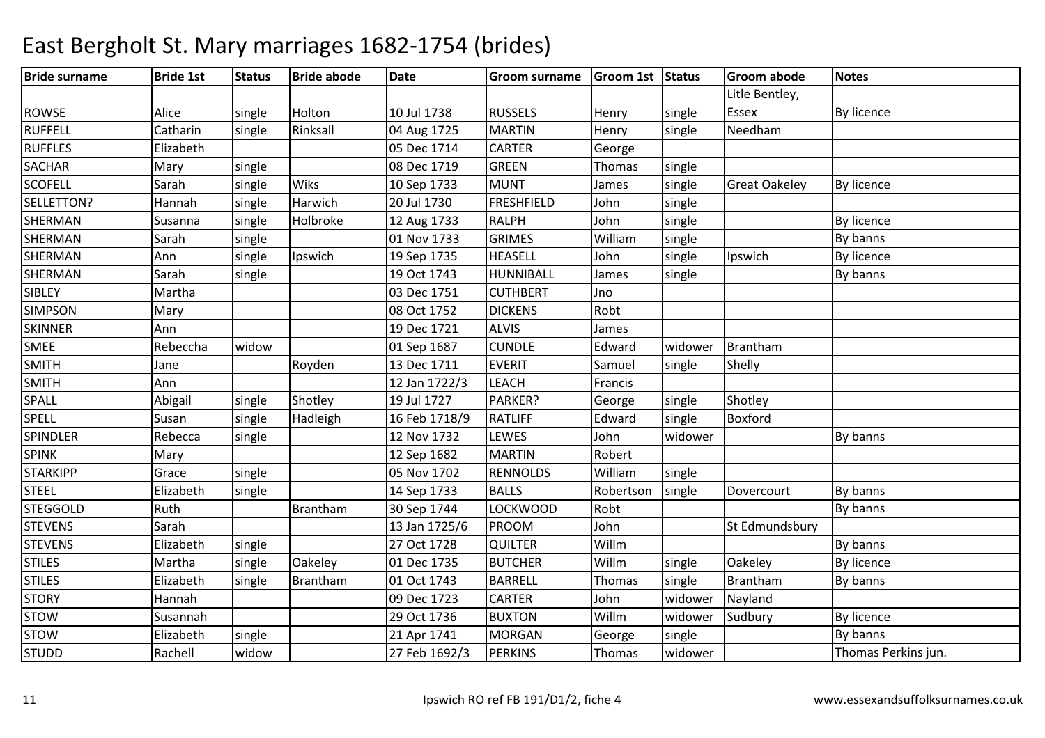# East Bergholt St. Mary marriages 1682-1754 (brides)

| Bride surname | Bride 1st | Status | Bride abode | Date | Groom surname | Groom 1st | Status | Groom abode | Notes |
|---|---|---|---|---|---|---|---|---|---|
| ROWSE | Alice | single | Holton | 10 Jul 1738 | RUSSELS | Henry | single | Litle Bentley, Essex | By licence |
| RUFFELL | Catharin | single | Rinksall | 04 Aug 1725 | MARTIN | Henry | single | Needham | |
| RUFFLES | Elizabeth | | | 05 Dec 1714 | CARTER | George | | | |
| SACHAR | Mary | single | | 08 Dec 1719 | GREEN | Thomas | single | | |
| SCOFELL | Sarah | single | Wiks | 10 Sep 1733 | MUNT | James | single | Great Oakeley | By licence |
| SELLETTON? | Hannah | single | Harwich | 20 Jul 1730 | FRESHFIELD | John | single | | |
| SHERMAN | Susanna | single | Holbroke | 12 Aug 1733 | RALPH | John | single | | By licence |
| SHERMAN | Sarah | single | | 01 Nov 1733 | GRIMES | William | single | | By banns |
| SHERMAN | Ann | single | Ipswich | 19 Sep 1735 | HEASELL | John | single | Ipswich | By licence |
| SHERMAN | Sarah | single | | 19 Oct 1743 | HUNNIBALL | James | single | | By banns |
| SIBLEY | Martha | | | 03 Dec 1751 | CUTHBERT | Jno | | | |
| SIMPSON | Mary | | | 08 Oct 1752 | DICKENS | Robt | | | |
| SKINNER | Ann | | | 19 Dec 1721 | ALVIS | James | | | |
| SMEE | Rebeccha | widow | | 01 Sep 1687 | CUNDLE | Edward | widower | Brantham | |
| SMITH | Jane | | Royden | 13 Dec 1711 | EVERIT | Samuel | single | Shelly | |
| SMITH | Ann | | | 12 Jan 1722/3 | LEACH | Francis | | | |
| SPALL | Abigail | single | Shotley | 19 Jul 1727 | PARKER? | George | single | Shotley | |
| SPELL | Susan | single | Hadleigh | 16 Feb 1718/9 | RATLIFF | Edward | single | Boxford | |
| SPINDLER | Rebecca | single | | 12 Nov 1732 | LEWES | John | widower | | By banns |
| SPINK | Mary | | | 12 Sep 1682 | MARTIN | Robert | | | |
| STARKIPP | Grace | single | | 05 Nov 1702 | RENNOLDS | William | single | | |
| STEEL | Elizabeth | single | | 14 Sep 1733 | BALLS | Robertson | single | Dovercourt | By banns |
| STEGGOLD | Ruth | | Brantham | 30 Sep 1744 | LOCKWOOD | Robt | | | By banns |
| STEVENS | Sarah | | | 13 Jan 1725/6 | PROOM | John | | St Edmundsbury | |
| STEVENS | Elizabeth | single | | 27 Oct 1728 | QUILTER | Willm | | | By banns |
| STILES | Martha | single | Oakeley | 01 Dec 1735 | BUTCHER | Willm | single | Oakeley | By licence |
| STILES | Elizabeth | single | Brantham | 01 Oct 1743 | BARRELL | Thomas | single | Brantham | By banns |
| STORY | Hannah | | | 09 Dec 1723 | CARTER | John | widower | Nayland | |
| STOW | Susannah | | | 29 Oct 1736 | BUXTON | Willm | widower | Sudbury | By licence |
| STOW | Elizabeth | single | | 21 Apr 1741 | MORGAN | George | single | | By banns |
| STUDD | Rachell | widow | | 27 Feb 1692/3 | PERKINS | Thomas | widower | | Thomas Perkins jun. |

Ipswich RO ref FB 191/D1/2, fiche 4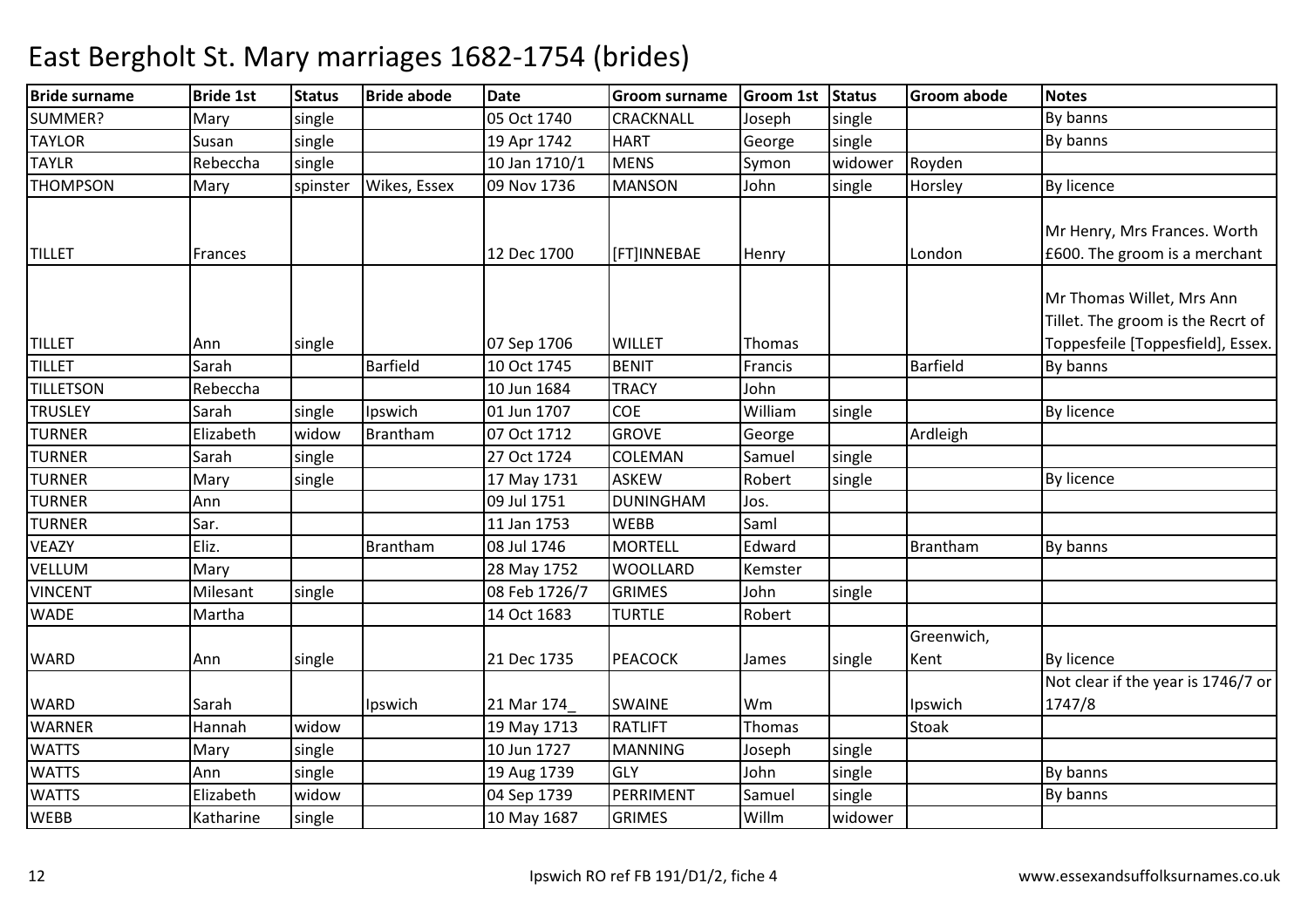# East Bergholt St. Mary marriages 1682-1754 (brides)

| Bride surname | Bride 1st | Status | Bride abode | Date | Groom surname | Groom 1st | Status | Groom abode | Notes |
|---|---|---|---|---|---|---|---|---|---|
| SUMMER? | Mary | single | | 05 Oct 1740 | CRACKNALL | Joseph | single | | By banns |
| TAYLOR | Susan | single | | 19 Apr 1742 | HART | George | single | | By banns |
| TAYLR | Rebeccha | single | | 10 Jan 1710/1 | MENS | Symon | widower | Royden | |
| THOMPSON | Mary | spinster | Wikes, Essex | 09 Nov 1736 | MANSON | John | single | Horsley | By licence |
| TILLET | Frances | | | 12 Dec 1700 | [FT]INNEBAE | Henry | | London | Mr Henry, Mrs Frances. Worth £600. The groom is a merchant |
| TILLET | Ann | single | | 07 Sep 1706 | WILLET | Thomas | | | Mr Thomas Willet, Mrs Ann Tillet. The groom is the Recrt of Toppesfeile [Toppesfield], Essex. |
| TILLET | Sarah | | Barfield | 10 Oct 1745 | BENIT | Francis | | Barfield | By banns |
| TILLETSON | Rebeccha | | | 10 Jun 1684 | TRACY | John | | | |
| TRUSLEY | Sarah | single | Ipswich | 01 Jun 1707 | COE | William | single | | By licence |
| TURNER | Elizabeth | widow | Brantham | 07 Oct 1712 | GROVE | George | | Ardleigh | |
| TURNER | Sarah | single | | 27 Oct 1724 | COLEMAN | Samuel | single | | |
| TURNER | Mary | single | | 17 May 1731 | ASKEW | Robert | single | | By licence |
| TURNER | Ann | | | 09 Jul 1751 | DUNINGHAM | Jos. | | | |
| TURNER | Sar. | | | 11 Jan 1753 | WEBB | Saml | | | |
| VEAZY | Eliz. | | Brantham | 08 Jul 1746 | MORTELL | Edward | | Brantham | By banns |
| VELLUM | Mary | | | 28 May 1752 | WOOLLARD | Kemster | | | |
| VINCENT | Milesant | single | | 08 Feb 1726/7 | GRIMES | John | single | | |
| WADE | Martha | | | 14 Oct 1683 | TURTLE | Robert | | | |
| WARD | Ann | single | | 21 Dec 1735 | PEACOCK | James | single | Greenwich, Kent | By licence |
| WARD | Sarah | | Ipswich | 21 Mar 174_ | SWAINE | Wm | | Ipswich | Not clear if the year is 1746/7 or 1747/8 |
| WARNER | Hannah | widow | | 19 May 1713 | RATLIFT | Thomas | | Stoak | |
| WATTS | Mary | single | | 10 Jun 1727 | MANNING | Joseph | single | | |
| WATTS | Ann | single | | 19 Aug 1739 | GLY | John | single | | By banns |
| WATTS | Elizabeth | widow | | 04 Sep 1739 | PERRIMENT | Samuel | single | | By banns |
| WEBB | Katharine | single | | 10 May 1687 | GRIMES | Willm | widower | | |

Ipswich RO ref FB 191/D1/2, fiche 4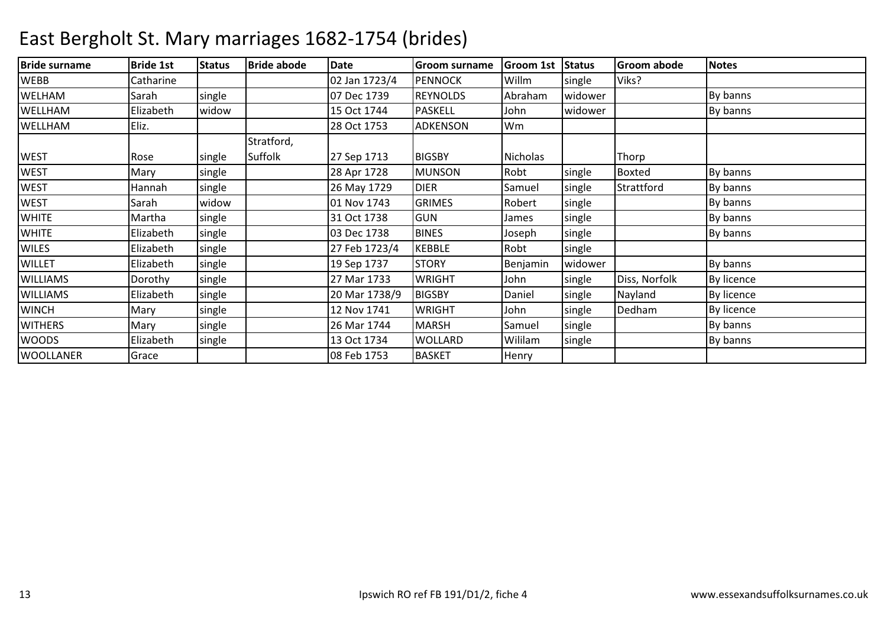# East Bergholt St. Mary marriages 1682-1754 (brides)

| Bride surname | Bride 1st | Status | Bride abode | Date | Groom surname | Groom 1st | Status | Groom abode | Notes |
|---|---|---|---|---|---|---|---|---|---|
| WEBB | Catharine | | | 02 Jan 1723/4 | PENNOCK | Willm | single | Viks? | |
| WELHAM | Sarah | single | | 07 Dec 1739 | REYNOLDS | Abraham | widower | | By banns |
| WELLHAM | Elizabeth | widow | | 15 Oct 1744 | PASKELL | John | widower | | By banns |
| WELLHAM | Eliz. | | | 28 Oct 1753 | ADKENSON | Wm | | | |
| WEST | Rose | single | Stratford, Suffolk | 27 Sep 1713 | BIGSBY | Nicholas | | Thorp | |
| WEST | Mary | single | | 28 Apr 1728 | MUNSON | Robt | single | Boxted | By banns |
| WEST | Hannah | single | | 26 May 1729 | DIER | Samuel | single | Strattford | By banns |
| WEST | Sarah | widow | | 01 Nov 1743 | GRIMES | Robert | single | | By banns |
| WHITE | Martha | single | | 31 Oct 1738 | GUN | James | single | | By banns |
| WHITE | Elizabeth | single | | 03 Dec 1738 | BINES | Joseph | single | | By banns |
| WILES | Elizabeth | single | | 27 Feb 1723/4 | KEBBLE | Robt | single | | |
| WILLET | Elizabeth | single | | 19 Sep 1737 | STORY | Benjamin | widower | | By banns |
| WILLIAMS | Dorothy | single | | 27 Mar 1733 | WRIGHT | John | single | Diss, Norfolk | By licence |
| WILLIAMS | Elizabeth | single | | 20 Mar 1738/9 | BIGSBY | Daniel | single | Nayland | By licence |
| WINCH | Mary | single | | 12 Nov 1741 | WRIGHT | John | single | Dedham | By licence |
| WITHERS | Mary | single | | 26 Mar 1744 | MARSH | Samuel | single | | By banns |
| WOODS | Elizabeth | single | | 13 Oct 1734 | WOLLARD | Wililam | single | | By banns |
| WOOLLANER | Grace | | | 08 Feb 1753 | BASKET | Henry | | | |

Ipswich RO ref FB 191/D1/2, fiche 4

www.essexandsuffolksurnames.co.uk